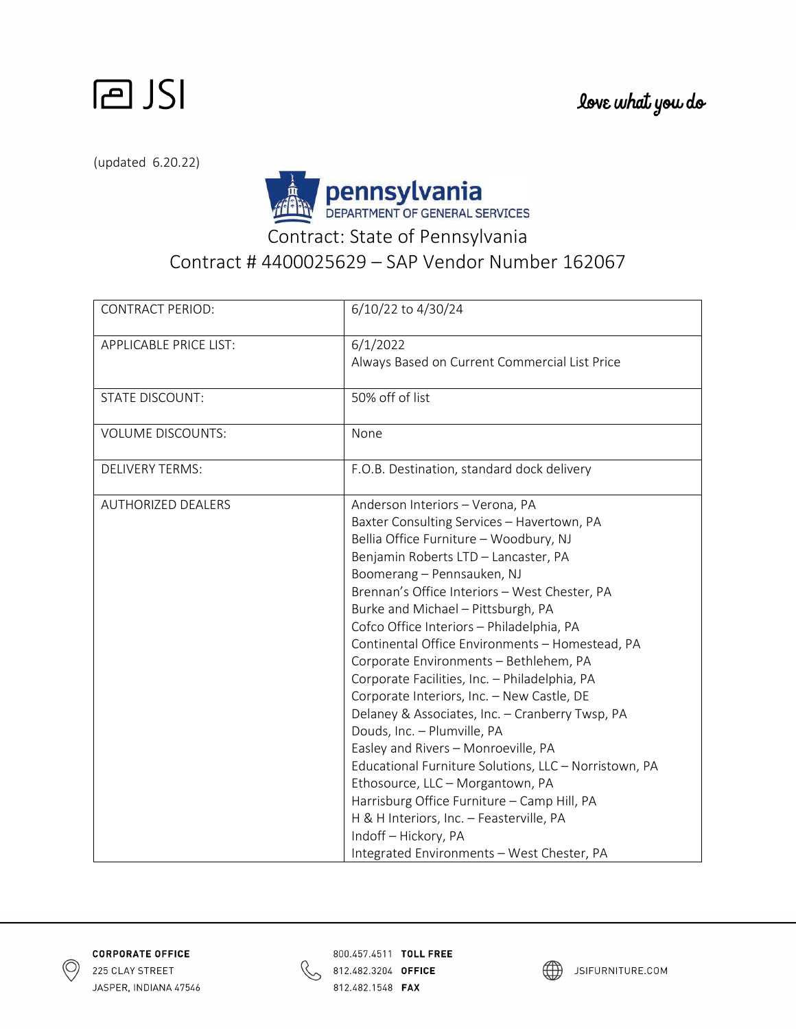JSI

love what you do

(updated 6.20.22)

pennsylvania
DEPARTMENT OF GENERAL SERVICES

Contract: State of Pennsylvania

Contract # 4400025629 – SAP Vendor Number 162067

| | |
|---|---|
| CONTRACT PERIOD: | 6/10/22 to 4/30/24 |
| APPLICABLE PRICE LIST: | 6/1/2022<br>Always Based on Current Commercial List Price |
| STATE DISCOUNT: | 50% off of list |
| VOLUME DISCOUNTS: | None |
| DELIVERY TERMS: | F.O.B. Destination, standard dock delivery |
| AUTHORIZED DEALERS | Anderson Interiors – Verona, PA<br>Baxter Consulting Services – Havertown, PA<br>Bellia Office Furniture – Woodbury, NJ<br>Benjamin Roberts LTD – Lancaster, PA<br>Boomerang – Pennsauken, NJ<br>Brennan's Office Interiors – West Chester, PA<br>Burke and Michael – Pittsburgh, PA<br>Cofco Office Interiors – Philadelphia, PA<br>Continental Office Environments – Homestead, PA<br>Corporate Environments – Bethlehem, PA<br>Corporate Facilities, Inc. – Philadelphia, PA<br>Corporate Interiors, Inc. – New Castle, DE<br>Delaney & Associates, Inc. – Cranberry Twsp, PA<br>Douds, Inc. – Plumville, PA<br>Easley and Rivers – Monroeville, PA<br>Educational Furniture Solutions, LLC – Norristown, PA<br>Ethosource, LLC – Morgantown, PA<br>Harrisburg Office Furniture – Camp Hill, PA<br>H & H Interiors, Inc. – Feasterville, PA<br>Indoff – Hickory, PA<br>Integrated Environments – West Chester, PA |

CORPORATE OFFICE
225 CLAY STREET
JASPER, INDIANA 47546

800.457.4511 TOLL FREE
812.482.3204 OFFICE
812.482.1548 FAX

JSIFURNITURE.COM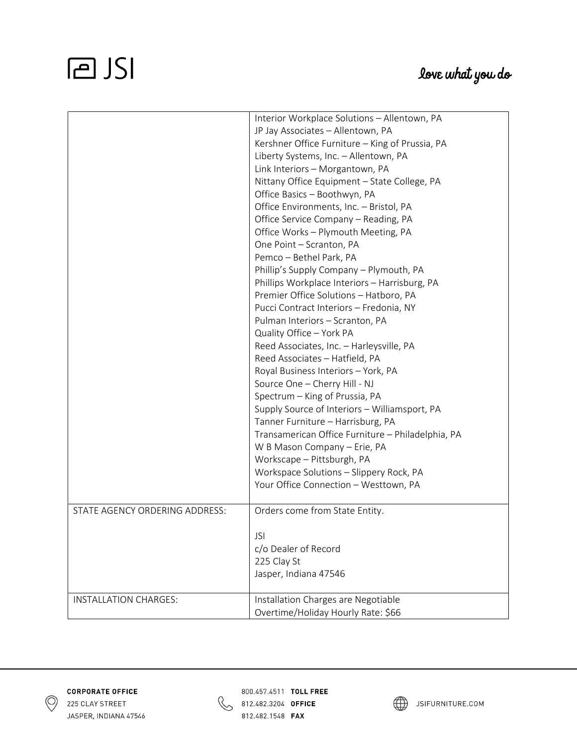| | |
|---|---|
| | Interior Workplace Solutions – Allentown, PA<br>JP Jay Associates – Allentown, PA<br>Kershner Office Furniture – King of Prussia, PA<br>Liberty Systems, Inc. – Allentown, PA<br>Link Interiors – Morgantown, PA<br>Nittany Office Equipment – State College, PA<br>Office Basics – Boothwyn, PA<br>Office Environments, Inc. – Bristol, PA<br>Office Service Company – Reading, PA<br>Office Works – Plymouth Meeting, PA<br>One Point – Scranton, PA<br>Pemco – Bethel Park, PA<br>Phillip's Supply Company – Plymouth, PA<br>Phillips Workplace Interiors – Harrisburg, PA<br>Premier Office Solutions – Hatboro, PA<br>Pucci Contract Interiors – Fredonia, NY<br>Pulman Interiors – Scranton, PA<br>Quality Office – York PA<br>Reed Associates, Inc. – Harleysville, PA<br>Reed Associates – Hatfield, PA<br>Royal Business Interiors – York, PA<br>Source One – Cherry Hill - NJ<br>Spectrum – King of Prussia, PA<br>Supply Source of Interiors – Williamsport, PA<br>Tanner Furniture – Harrisburg, PA<br>Transamerican Office Furniture – Philadelphia, PA<br>W B Mason Company – Erie, PA<br>Workscape – Pittsburgh, PA<br>Workspace Solutions – Slippery Rock, PA<br>Your Office Connection – Westtown, PA |
| STATE AGENCY ORDERING ADDRESS: | Orders come from State Entity.<br><br>JSI<br>c/o Dealer of Record<br>225 Clay St<br>Jasper, Indiana 47546 |
| INSTALLATION CHARGES: | Installation Charges are Negotiable<br>Overtime/Holiday Hourly Rate: $66 |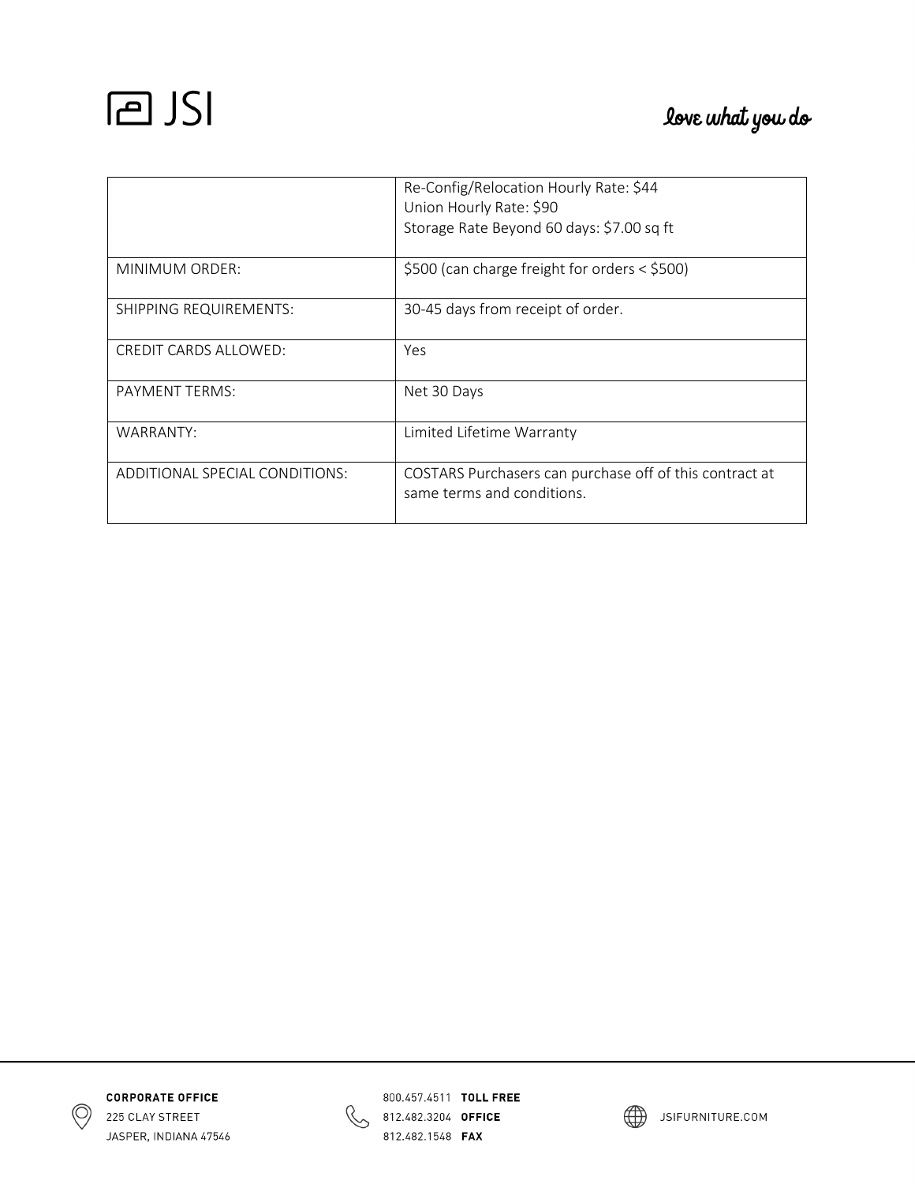| | |
|---|---|
| | Re-Config/Relocation Hourly Rate: $44<br>Union Hourly Rate: $90<br>Storage Rate Beyond 60 days: $7.00 sq ft |
| MINIMUM ORDER: | $500 (can charge freight for orders < $500) |
| SHIPPING REQUIREMENTS: | 30-45 days from receipt of order. |
| CREDIT CARDS ALLOWED: | Yes |
| PAYMENT TERMS: | Net 30 Days |
| WARRANTY: | Limited Lifetime Warranty |
| ADDITIONAL SPECIAL CONDITIONS: | COSTARS Purchasers can purchase off of this contract at same terms and conditions. |